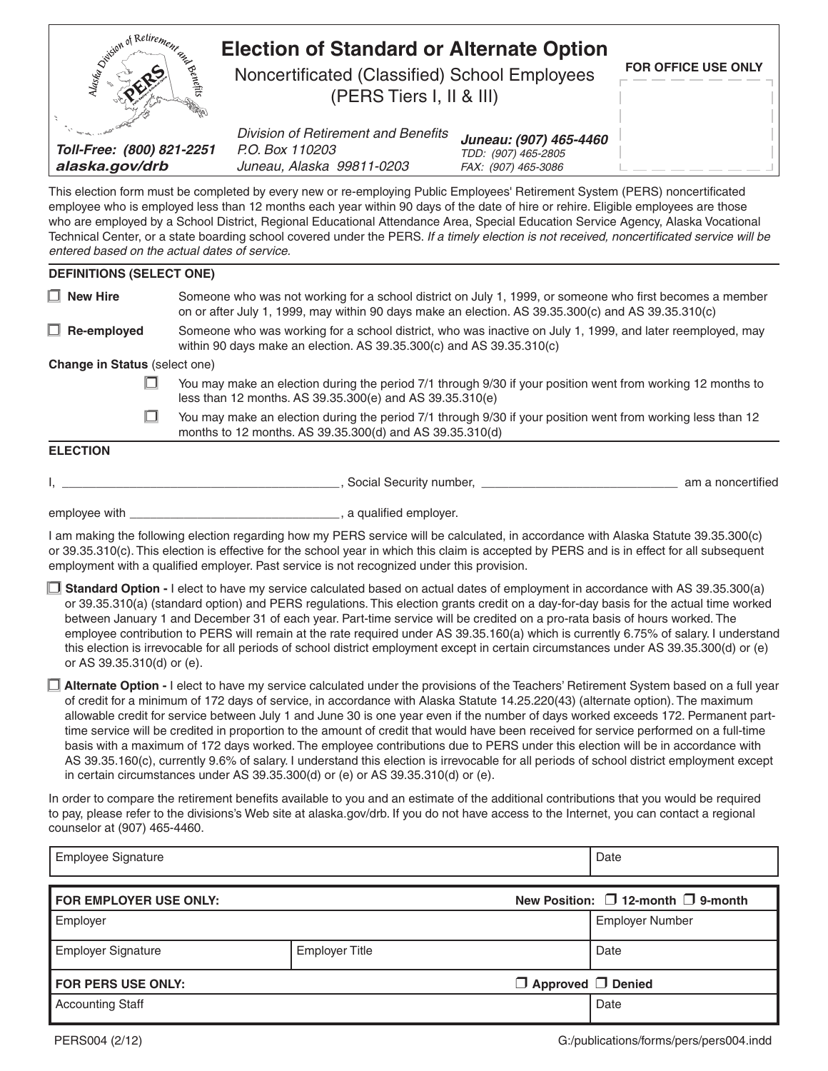# Election of Standard or Alternate Option

Noncertificated (Classified) School Employees
(PERS Tiers I, II & III)

**FOR OFFICE USE ONLY**

***Toll-Free: (800) 821-2251***
***alaska.gov/drb***

*Division of Retirement and Benefits*
*P.O. Box 110203*
*Juneau, Alaska 99811-0203*

***Juneau: (907) 465-4460***
*TDD: (907) 465-2805*
*FAX: (907) 465-3086*

This election form must be completed by every new or re-employing Public Employees' Retirement System (PERS) noncertificated employee who is employed less than 12 months each year within 90 days of the date of hire or rehire. Eligible employees are those who are employed by a School District, Regional Educational Attendance Area, Special Education Service Agency, Alaska Vocational Technical Center, or a state boarding school covered under the PERS. *If a timely election is not received, noncertificated service will be entered based on the actual dates of service.*

**DEFINITIONS (SELECT ONE)**

☐ **New Hire** — Someone who was not working for a school district on July 1, 1999, or someone who first becomes a member on or after July 1, 1999, may within 90 days make an election. AS 39.35.300(c) and AS 39.35.310(c)

☐ **Re-employed** — Someone who was working for a school district, who was inactive on July 1, 1999, and later reemployed, may within 90 days make an election. AS 39.35.300(c) and AS 39.35.310(c)

**Change in Status** (select one)

☐ You may make an election during the period 7/1 through 9/30 if your position went from working 12 months to less than 12 months. AS 39.35.300(e) and AS 39.35.310(e)

☐ You may make an election during the period 7/1 through 9/30 if your position went from working less than 12 months to 12 months. AS 39.35.300(d) and AS 39.35.310(d)

**ELECTION**

I, ________________________________________, Social Security number, ____________________________ am a noncertified

employee with ______________________________, a qualified employer.

I am making the following election regarding how my PERS service will be calculated, in accordance with Alaska Statute 39.35.300(c) or 39.35.310(c). This election is effective for the school year in which this claim is accepted by PERS and is in effect for all subsequent employment with a qualified employer. Past service is not recognized under this provision.

☐ **Standard Option -** I elect to have my service calculated based on actual dates of employment in accordance with AS 39.35.300(a) or 39.35.310(a) (standard option) and PERS regulations. This election grants credit on a day-for-day basis for the actual time worked between January 1 and December 31 of each year. Part-time service will be credited on a pro-rata basis of hours worked. The employee contribution to PERS will remain at the rate required under AS 39.35.160(a) which is currently 6.75% of salary. I understand this election is irrevocable for all periods of school district employment except in certain circumstances under AS 39.35.300(d) or (e) or AS 39.35.310(d) or (e).

☐ **Alternate Option -** I elect to have my service calculated under the provisions of the Teachers' Retirement System based on a full year of credit for a minimum of 172 days of service, in accordance with Alaska Statute 14.25.220(43) (alternate option). The maximum allowable credit for service between July 1 and June 30 is one year even if the number of days worked exceeds 172. Permanent part-time service will be credited in proportion to the amount of credit that would have been received for service performed on a full-time basis with a maximum of 172 days worked. The employee contributions due to PERS under this election will be in accordance with AS 39.35.160(c), currently 9.6% of salary. I understand this election is irrevocable for all periods of school district employment except in certain circumstances under AS 39.35.300(d) or (e) or AS 39.35.310(d) or (e).

In order to compare the retirement benefits available to you and an estimate of the additional contributions that you would be required to pay, please refer to the divisions's Web site at alaska.gov/drb. If you do not have access to the Internet, you can contact a regional counselor at (907) 465-4460.

| Employee Signature | | Date |
|---|---|---|
| **FOR EMPLOYER USE ONLY:** | | **New Position:** ☐ **12-month** ☐ **9-month** |
| Employer | | Employer Number |
| Employer Signature | Employer Title | Date |
| **FOR PERS USE ONLY:** | | ☐ **Approved** ☐ **Denied** |
| Accounting Staff | | Date |

PERS004 (2/12) G:/publications/forms/pers/pers004.indd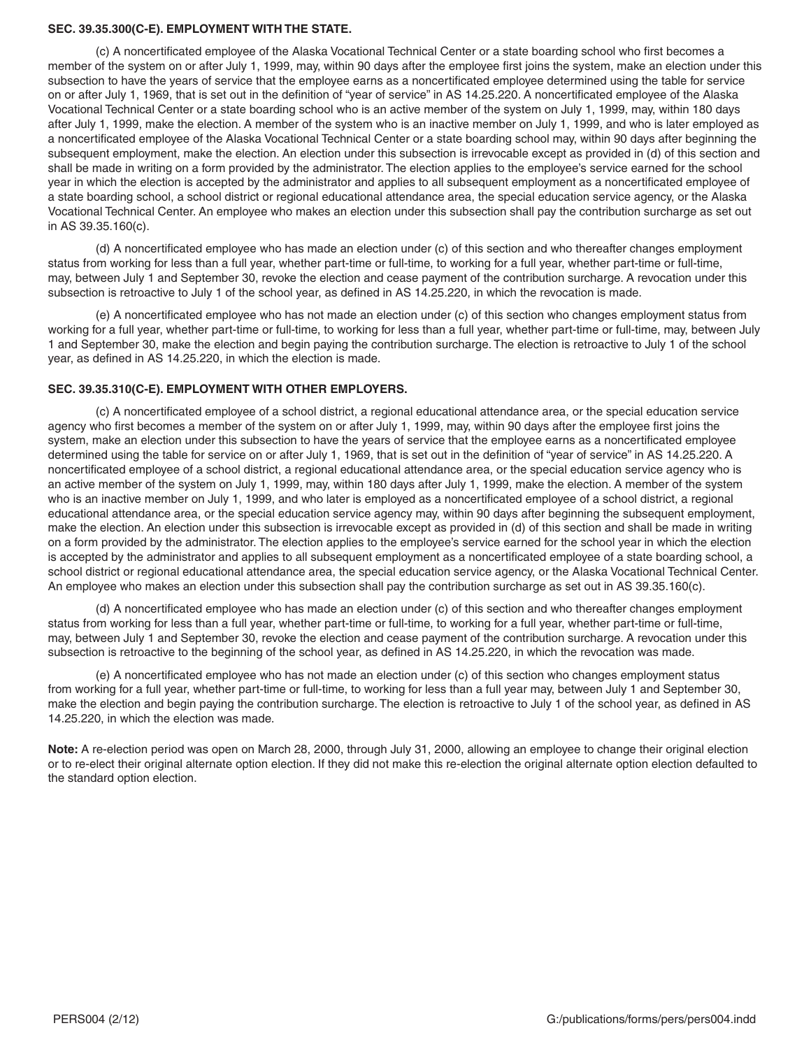**SEC. 39.35.300(C-E). EMPLOYMENT WITH THE STATE.**

(c) A noncertificated employee of the Alaska Vocational Technical Center or a state boarding school who first becomes a member of the system on or after July 1, 1999, may, within 90 days after the employee first joins the system, make an election under this subsection to have the years of service that the employee earns as a noncertificated employee determined using the table for service on or after July 1, 1969, that is set out in the definition of "year of service" in AS 14.25.220. A noncertificated employee of the Alaska Vocational Technical Center or a state boarding school who is an active member of the system on July 1, 1999, may, within 180 days after July 1, 1999, make the election. A member of the system who is an inactive member on July 1, 1999, and who is later employed as a noncertificated employee of the Alaska Vocational Technical Center or a state boarding school may, within 90 days after beginning the subsequent employment, make the election. An election under this subsection is irrevocable except as provided in (d) of this section and shall be made in writing on a form provided by the administrator. The election applies to the employee's service earned for the school year in which the election is accepted by the administrator and applies to all subsequent employment as a noncertificated employee of a state boarding school, a school district or regional educational attendance area, the special education service agency, or the Alaska Vocational Technical Center. An employee who makes an election under this subsection shall pay the contribution surcharge as set out in AS 39.35.160(c).

(d) A noncertificated employee who has made an election under (c) of this section and who thereafter changes employment status from working for less than a full year, whether part-time or full-time, to working for a full year, whether part-time or full-time, may, between July 1 and September 30, revoke the election and cease payment of the contribution surcharge. A revocation under this subsection is retroactive to July 1 of the school year, as defined in AS 14.25.220, in which the revocation is made.

(e) A noncertificated employee who has not made an election under (c) of this section who changes employment status from working for a full year, whether part-time or full-time, to working for less than a full year, whether part-time or full-time, may, between July 1 and September 30, make the election and begin paying the contribution surcharge. The election is retroactive to July 1 of the school year, as defined in AS 14.25.220, in which the election is made.

**SEC. 39.35.310(C-E). EMPLOYMENT WITH OTHER EMPLOYERS.**

(c) A noncertificated employee of a school district, a regional educational attendance area, or the special education service agency who first becomes a member of the system on or after July 1, 1999, may, within 90 days after the employee first joins the system, make an election under this subsection to have the years of service that the employee earns as a noncertificated employee determined using the table for service on or after July 1, 1969, that is set out in the definition of "year of service" in AS 14.25.220. A noncertificated employee of a school district, a regional educational attendance area, or the special education service agency who is an active member of the system on July 1, 1999, may, within 180 days after July 1, 1999, make the election. A member of the system who is an inactive member on July 1, 1999, and who later is employed as a noncertificated employee of a school district, a regional educational attendance area, or the special education service agency may, within 90 days after beginning the subsequent employment, make the election. An election under this subsection is irrevocable except as provided in (d) of this section and shall be made in writing on a form provided by the administrator. The election applies to the employee's service earned for the school year in which the election is accepted by the administrator and applies to all subsequent employment as a noncertificated employee of a state boarding school, a school district or regional educational attendance area, the special education service agency, or the Alaska Vocational Technical Center. An employee who makes an election under this subsection shall pay the contribution surcharge as set out in AS 39.35.160(c).

(d) A noncertificated employee who has made an election under (c) of this section and who thereafter changes employment status from working for less than a full year, whether part-time or full-time, to working for a full year, whether part-time or full-time, may, between July 1 and September 30, revoke the election and cease payment of the contribution surcharge. A revocation under this subsection is retroactive to the beginning of the school year, as defined in AS 14.25.220, in which the revocation was made.

(e) A noncertificated employee who has not made an election under (c) of this section who changes employment status from working for a full year, whether part-time or full-time, to working for less than a full year may, between July 1 and September 30, make the election and begin paying the contribution surcharge. The election is retroactive to July 1 of the school year, as defined in AS 14.25.220, in which the election was made.

**Note:** A re-election period was open on March 28, 2000, through July 31, 2000, allowing an employee to change their original election or to re-elect their original alternate option election. If they did not make this re-election the original alternate option election defaulted to the standard option election.